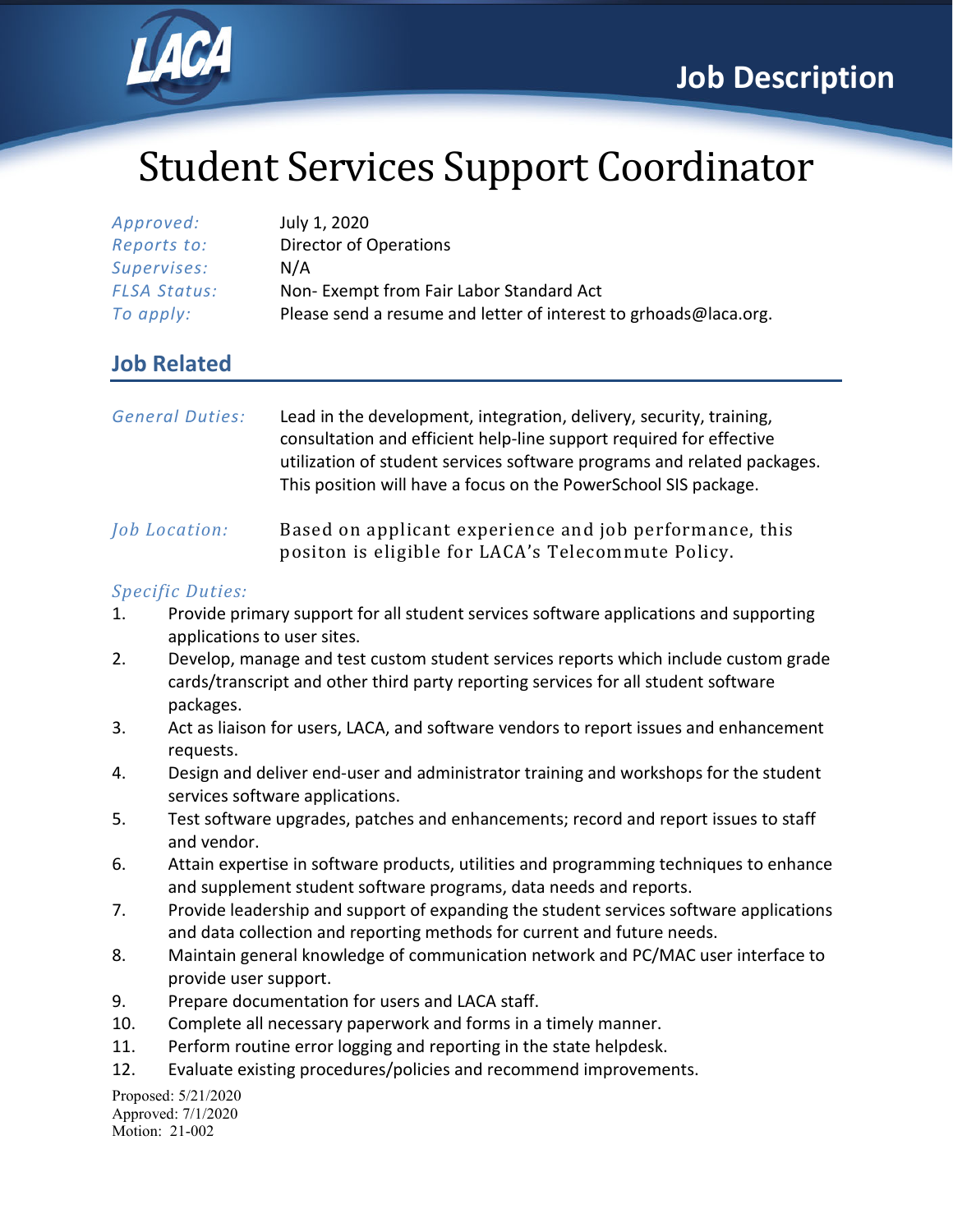# Job Description

# Student Services Support Coordinator

| | |
|---|---|
| *Approved:* | July 1, 2020 |
| *Reports to:* | Director of Operations |
| *Supervises:* | N/A |
| *FLSA Status:* | Non- Exempt from Fair Labor Standard Act |
| *To apply:* | Please send a resume and letter of interest to grhoads@laca.org. |

## Job Related

*General Duties:* Lead in the development, integration, delivery, security, training, consultation and efficient help-line support required for effective utilization of student services software programs and related packages. This position will have a focus on the PowerSchool SIS package.

*Job Location:* Based on applicant experience and job performance, this positon is eligible for LACA's Telecommute Policy.

*Specific Duties:*

1. Provide primary support for all student services software applications and supporting applications to user sites.
2. Develop, manage and test custom student services reports which include custom grade cards/transcript and other third party reporting services for all student software packages.
3. Act as liaison for users, LACA, and software vendors to report issues and enhancement requests.
4. Design and deliver end-user and administrator training and workshops for the student services software applications.
5. Test software upgrades, patches and enhancements; record and report issues to staff and vendor.
6. Attain expertise in software products, utilities and programming techniques to enhance and supplement student software programs, data needs and reports.
7. Provide leadership and support of expanding the student services software applications and data collection and reporting methods for current and future needs.
8. Maintain general knowledge of communication network and PC/MAC user interface to provide user support.
9. Prepare documentation for users and LACA staff.
10. Complete all necessary paperwork and forms in a timely manner.
11. Perform routine error logging and reporting in the state helpdesk.
12. Evaluate existing procedures/policies and recommend improvements.

Proposed: 5/21/2020
Approved: 7/1/2020
Motion: 21-002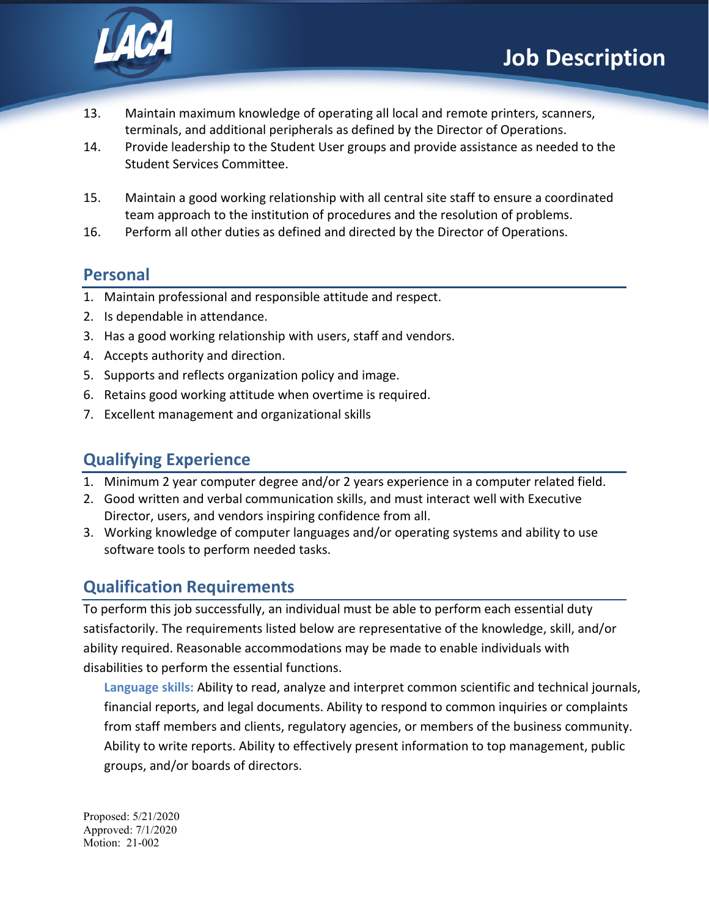13. Maintain maximum knowledge of operating all local and remote printers, scanners, terminals, and additional peripherals as defined by the Director of Operations.
14. Provide leadership to the Student User groups and provide assistance as needed to the Student Services Committee.
15. Maintain a good working relationship with all central site staff to ensure a coordinated team approach to the institution of procedures and the resolution of problems.
16. Perform all other duties as defined and directed by the Director of Operations.

## Personal

1. Maintain professional and responsible attitude and respect.
2. Is dependable in attendance.
3. Has a good working relationship with users, staff and vendors.
4. Accepts authority and direction.
5. Supports and reflects organization policy and image.
6. Retains good working attitude when overtime is required.
7. Excellent management and organizational skills

## Qualifying Experience

1. Minimum 2 year computer degree and/or 2 years experience in a computer related field.
2. Good written and verbal communication skills, and must interact well with Executive Director, users, and vendors inspiring confidence from all.
3. Working knowledge of computer languages and/or operating systems and ability to use software tools to perform needed tasks.

## Qualification Requirements

To perform this job successfully, an individual must be able to perform each essential duty satisfactorily. The requirements listed below are representative of the knowledge, skill, and/or ability required. Reasonable accommodations may be made to enable individuals with disabilities to perform the essential functions.

**Language skills:** Ability to read, analyze and interpret common scientific and technical journals, financial reports, and legal documents. Ability to respond to common inquiries or complaints from staff members and clients, regulatory agencies, or members of the business community. Ability to write reports. Ability to effectively present information to top management, public groups, and/or boards of directors.

Proposed: 5/21/2020
Approved: 7/1/2020
Motion: 21-002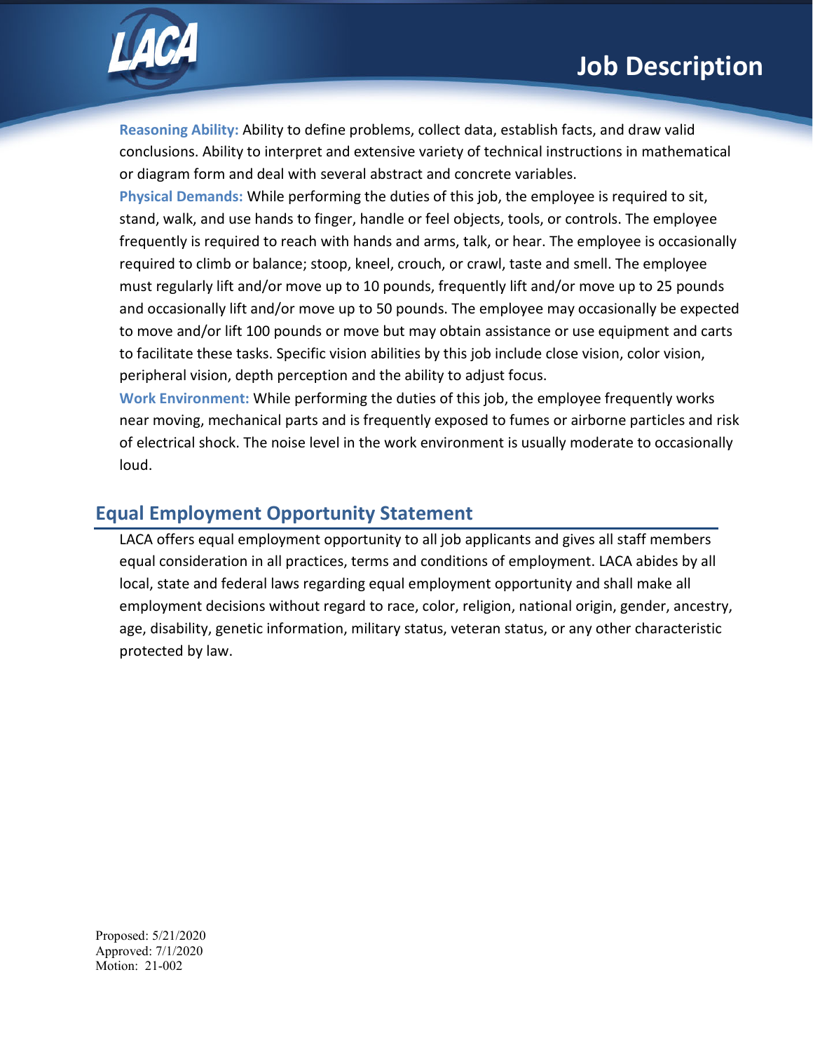**Reasoning Ability:** Ability to define problems, collect data, establish facts, and draw valid conclusions. Ability to interpret and extensive variety of technical instructions in mathematical or diagram form and deal with several abstract and concrete variables.

**Physical Demands:** While performing the duties of this job, the employee is required to sit, stand, walk, and use hands to finger, handle or feel objects, tools, or controls. The employee frequently is required to reach with hands and arms, talk, or hear. The employee is occasionally required to climb or balance; stoop, kneel, crouch, or crawl, taste and smell. The employee must regularly lift and/or move up to 10 pounds, frequently lift and/or move up to 25 pounds and occasionally lift and/or move up to 50 pounds. The employee may occasionally be expected to move and/or lift 100 pounds or move but may obtain assistance or use equipment and carts to facilitate these tasks. Specific vision abilities by this job include close vision, color vision, peripheral vision, depth perception and the ability to adjust focus.

**Work Environment:** While performing the duties of this job, the employee frequently works near moving, mechanical parts and is frequently exposed to fumes or airborne particles and risk of electrical shock. The noise level in the work environment is usually moderate to occasionally loud.

## Equal Employment Opportunity Statement

LACA offers equal employment opportunity to all job applicants and gives all staff members equal consideration in all practices, terms and conditions of employment. LACA abides by all local, state and federal laws regarding equal employment opportunity and shall make all employment decisions without regard to race, color, religion, national origin, gender, ancestry, age, disability, genetic information, military status, veteran status, or any other characteristic protected by law.

Proposed: 5/21/2020
Approved: 7/1/2020
Motion: 21-002